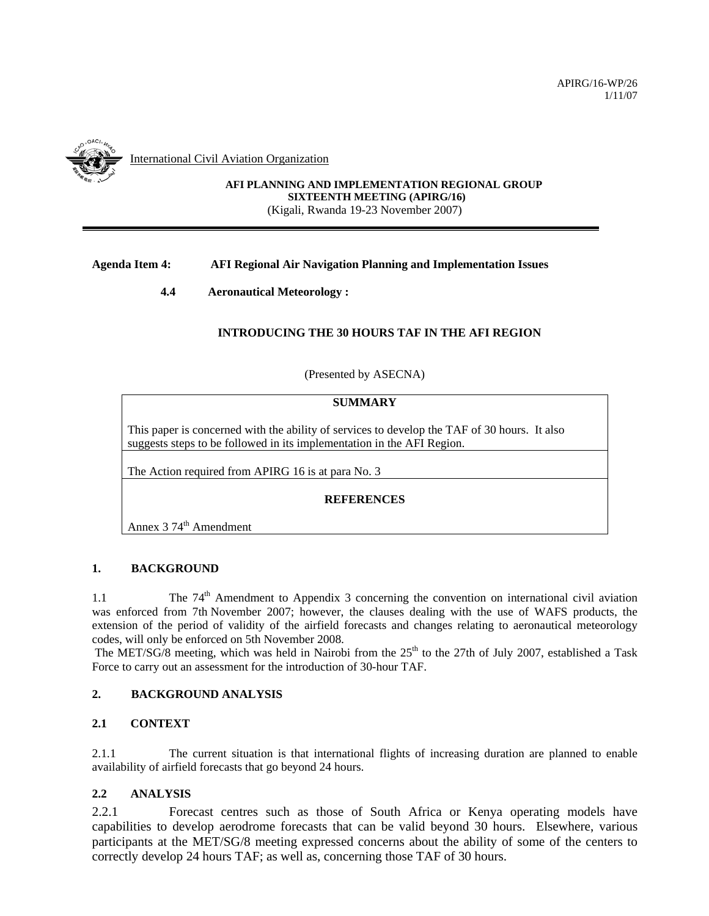APIRG/16-WP/26
1/11/07

International Civil Aviation Organization

**AFI PLANNING AND IMPLEMENTATION REGIONAL GROUP**
**SIXTEENTH MEETING (APIRG/16)**
(Kigali, Rwanda 19-23 November 2007)

---

**Agenda Item 4: AFI Regional Air Navigation Planning and Implementation Issues**

**4.4 Aeronautical Meteorology :**

**INTRODUCING THE 30 HOURS TAF IN THE AFI REGION**

(Presented by ASECNA)

| **SUMMARY** |
|---|
| This paper is concerned with the ability of services to develop the TAF of 30 hours. It also suggests steps to be followed in its implementation in the AFI Region. |
| The Action required from APIRG 16 is at para No. 3 |
| **REFERENCES** |
| Annex 3 74th Amendment |

## 1. BACKGROUND

1.1 The 74th Amendment to Appendix 3 concerning the convention on international civil aviation was enforced from 7th November 2007; however, the clauses dealing with the use of WAFS products, the extension of the period of validity of the airfield forecasts and changes relating to aeronautical meteorology codes, will only be enforced on 5th November 2008.

The MET/SG/8 meeting, which was held in Nairobi from the 25th to the 27th of July 2007, established a Task Force to carry out an assessment for the introduction of 30-hour TAF.

## 2. BACKGROUND ANALYSIS

### 2.1 CONTEXT

2.1.1 The current situation is that international flights of increasing duration are planned to enable availability of airfield forecasts that go beyond 24 hours.

### 2.2 ANALYSIS

2.2.1 Forecast centres such as those of South Africa or Kenya operating models have capabilities to develop aerodrome forecasts that can be valid beyond 30 hours. Elsewhere, various participants at the MET/SG/8 meeting expressed concerns about the ability of some of the centers to correctly develop 24 hours TAF; as well as, concerning those TAF of 30 hours.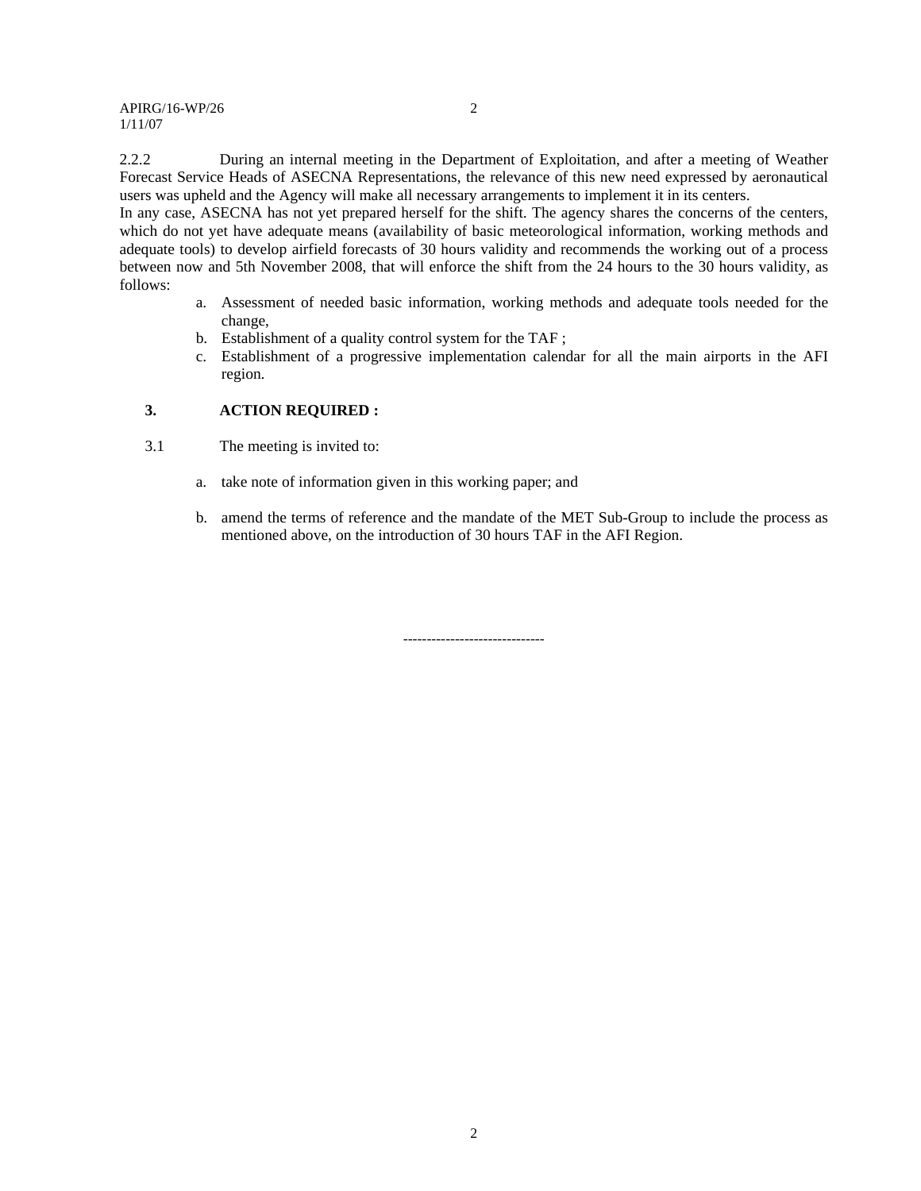2.2.2 During an internal meeting in the Department of Exploitation, and after a meeting of Weather Forecast Service Heads of ASECNA Representations, the relevance of this new need expressed by aeronautical users was upheld and the Agency will make all necessary arrangements to implement it in its centers.

In any case, ASECNA has not yet prepared herself for the shift. The agency shares the concerns of the centers, which do not yet have adequate means (availability of basic meteorological information, working methods and adequate tools) to develop airfield forecasts of 30 hours validity and recommends the working out of a process between now and 5th November 2008, that will enforce the shift from the 24 hours to the 30 hours validity, as follows:

a. Assessment of needed basic information, working methods and adequate tools needed for the change,
b. Establishment of a quality control system for the TAF ;
c. Establishment of a progressive implementation calendar for all the main airports in the AFI region.

## 3. ACTION REQUIRED :

3.1 The meeting is invited to:

a. take note of information given in this working paper; and

b. amend the terms of reference and the mandate of the MET Sub-Group to include the process as mentioned above, on the introduction of 30 hours TAF in the AFI Region.

-----------------------------